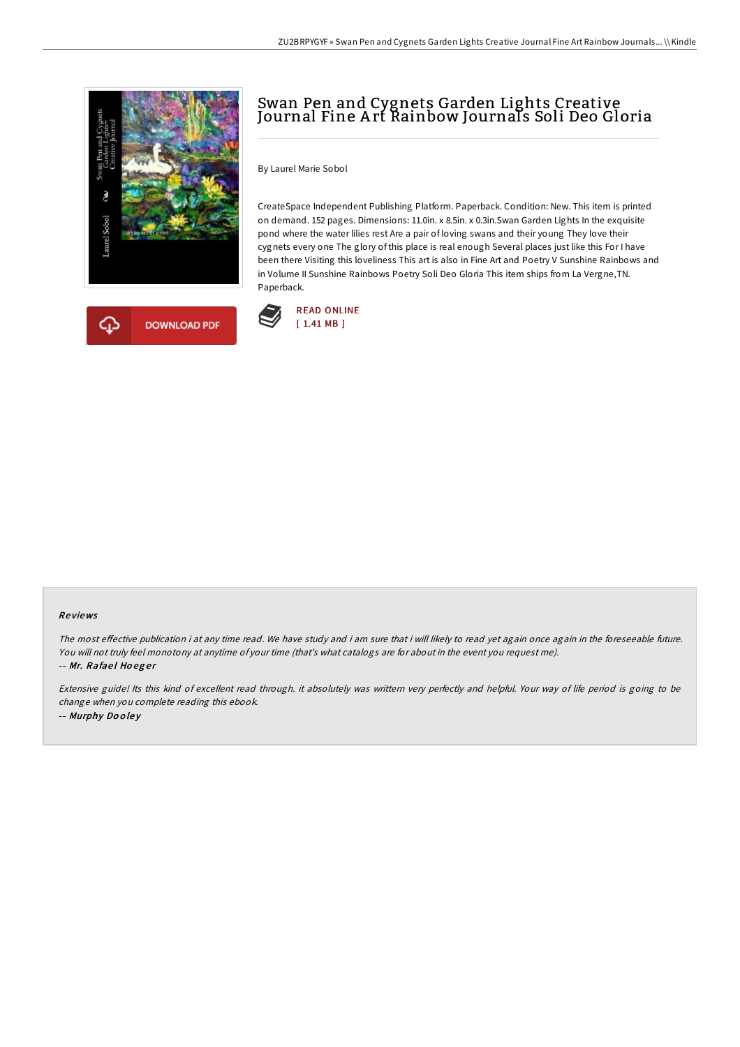# Swan Pen and Cygnets Garden Lights Creative Journal Fine Art Rainbow Journals Soli Deo Gloria

By Laurel Marie Sobol

CreateSpace Independent Publishing Platform. Paperback. Condition: New. This item is printed on demand. 152 pages. Dimensions: 11.0in. x 8.5in. x 0.3in.Swan Garden Lights In the exquisite pond where the water lilies rest Are a pair of loving swans and their young They love their cygnets every one The glory of this place is real enough Several places just like this For I have been there Visiting this loveliness This art is also in Fine Art and Poetry V Sunshine Rainbows and in Volume II Sunshine Rainbows Poetry Soli Deo Gloria This item ships from La Vergne,TN. Paperback.

DOWNLOAD PDF

READ ONLINE
[ 1.41 MB ]

### Reviews

*The most effective publication i at any time read. We have study and i am sure that i will likely to read yet again once again in the foreseeable future. You will not truly feel monotony at anytime of your time (that's what catalogs are for about in the event you request me).*

-- ***Mr. Rafael Hoeger***

*Extensive guide! Its this kind of excellent read through. it absolutely was writtern very perfectly and helpful. Your way of life period is going to be change when you complete reading this ebook.*

-- ***Murphy Dooley***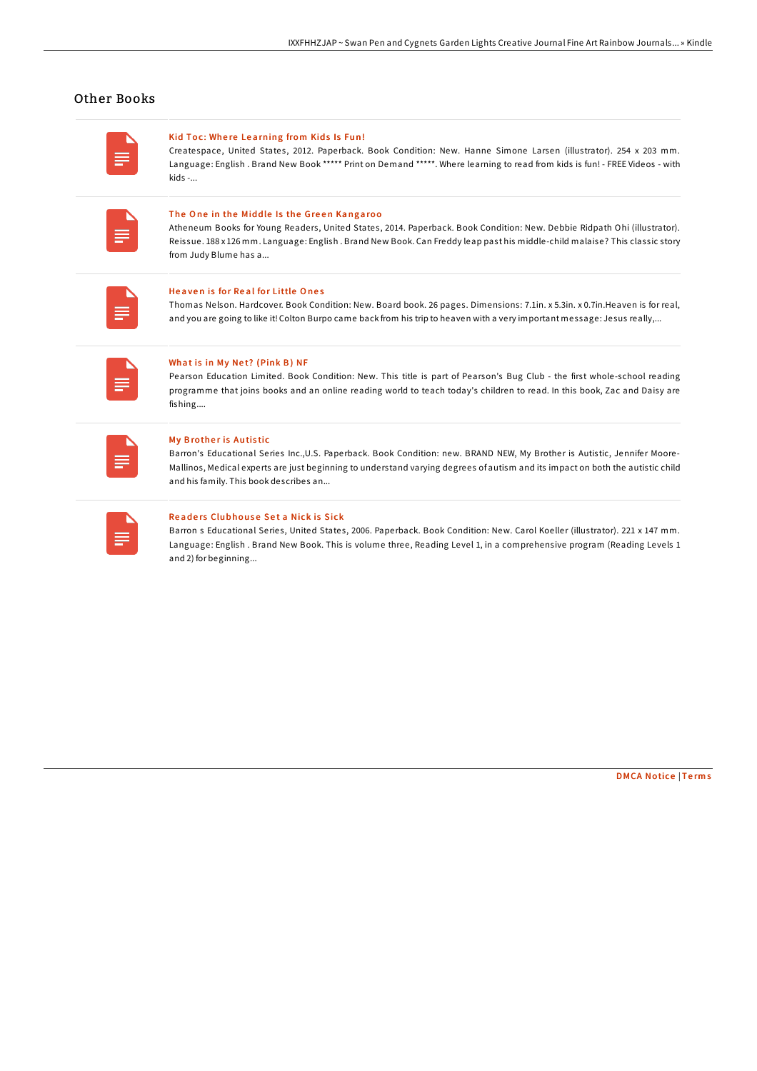## Other Books

### Kid Toc: Where Learning from Kids Is Fun!

Createspace, United States, 2012. Paperback. Book Condition: New. Hanne Simone Larsen (illustrator). 254 x 203 mm. Language: English . Brand New Book ***** Print on Demand *****. Where learning to read from kids is fun! - FREE Videos - with kids -...

### The One in the Middle Is the Green Kangaroo

Atheneum Books for Young Readers, United States, 2014. Paperback. Book Condition: New. Debbie Ridpath Ohi (illustrator). Reissue. 188 x 126 mm. Language: English . Brand New Book. Can Freddy leap past his middle-child malaise? This classic story from Judy Blume has a...

### Heaven is for Real for Little Ones

Thomas Nelson. Hardcover. Book Condition: New. Board book. 26 pages. Dimensions: 7.1in. x 5.3in. x 0.7in.Heaven is for real, and you are going to like it! Colton Burpo came back from his trip to heaven with a very important message: Jesus really,...

### What is in My Net? (Pink B) NF

Pearson Education Limited. Book Condition: New. This title is part of Pearson's Bug Club - the first whole-school reading programme that joins books and an online reading world to teach today's children to read. In this book, Zac and Daisy are fishing....

### My Brother is Autistic

Barron's Educational Series Inc.,U.S. Paperback. Book Condition: new. BRAND NEW, My Brother is Autistic, Jennifer Moore-Mallinos, Medical experts are just beginning to understand varying degrees of autism and its impact on both the autistic child and his family. This book describes an...

### Readers Clubhouse Set a Nick is Sick

Barron s Educational Series, United States, 2006. Paperback. Book Condition: New. Carol Koeller (illustrator). 221 x 147 mm. Language: English . Brand New Book. This is volume three, Reading Level 1, in a comprehensive program (Reading Levels 1 and 2) for beginning...